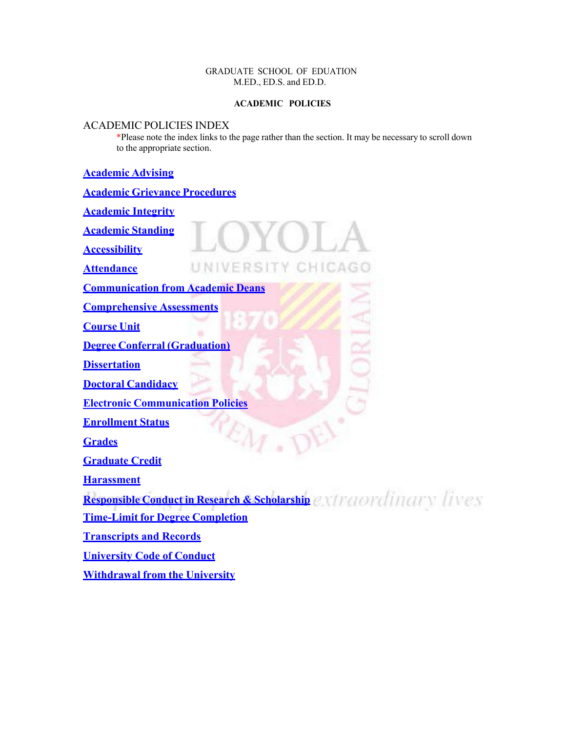GRADUATE SCHOOL OF EDUATION
M.ED., ED.S. and ED.D.

**ACADEMIC POLICIES**

## ACADEMIC POLICIES INDEX

*Please note the index links to the page rather than the section. It may be necessary to scroll down to the appropriate section.

**Academic Advising**

**Academic Grievance Procedures**

**Academic Integrity**

**Academic Standing**

**Accessibility**

**Attendance**

**Communication from Academic Deans**

**Comprehensive Assessments**

**Course Unit**

**Degree Conferral (Graduation)**

**Dissertation**

**Doctoral Candidacy**

**Electronic Communication Policies**

**Enrollment Status**

**Grades**

**Graduate Credit**

**Harassment**

**Responsible Conduct in Research & Scholarship**

**Time-Limit for Degree Completion**

**Transcripts and Records**

**University Code of Conduct**

**Withdrawal from the University**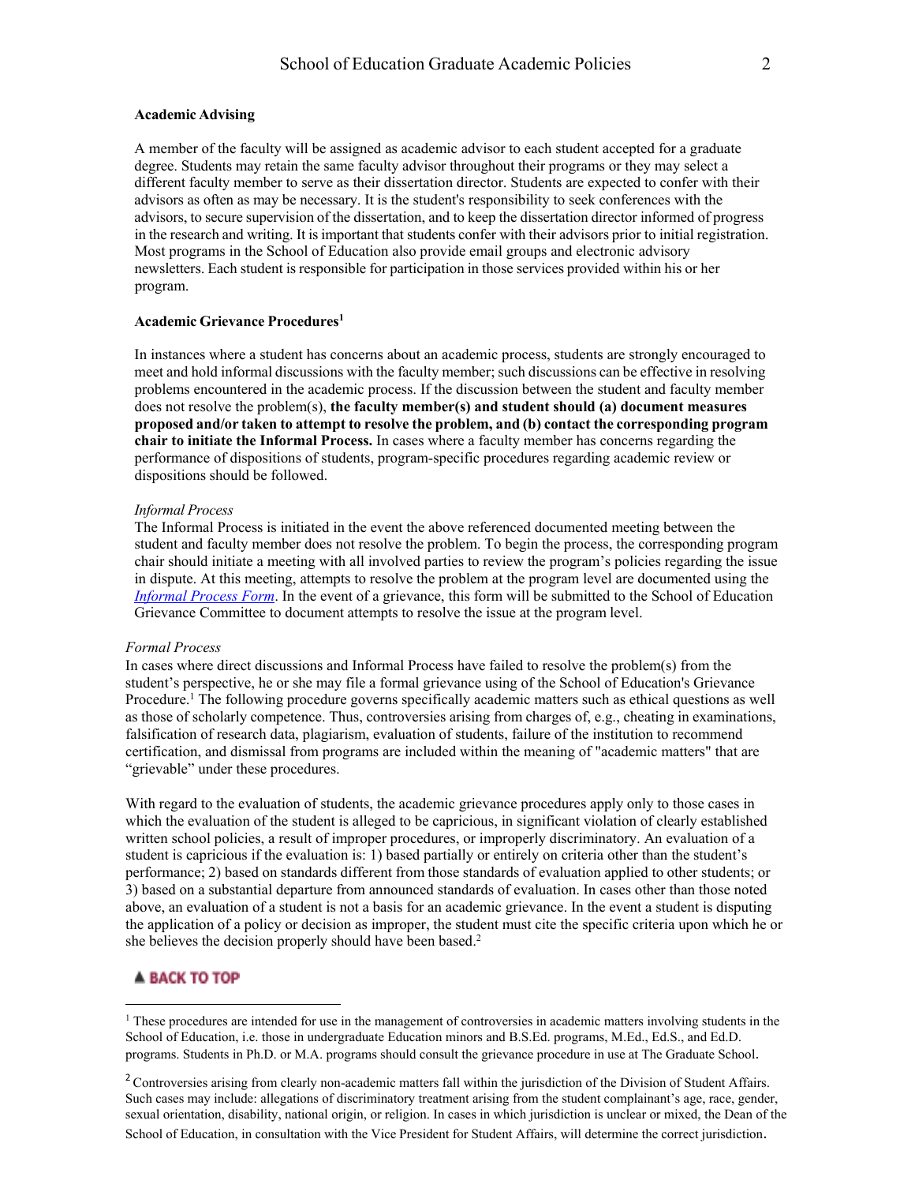## Academic Advising

A member of the faculty will be assigned as academic advisor to each student accepted for a graduate degree. Students may retain the same faculty advisor throughout their programs or they may select a different faculty member to serve as their dissertation director. Students are expected to confer with their advisors as often as may be necessary. It is the student's responsibility to seek conferences with the advisors, to secure supervision of the dissertation, and to keep the dissertation director informed of progress in the research and writing. It is important that students confer with their advisors prior to initial registration. Most programs in the School of Education also provide email groups and electronic advisory newsletters. Each student is responsible for participation in those services provided within his or her program.

## Academic Grievance Procedures[1]

In instances where a student has concerns about an academic process, students are strongly encouraged to meet and hold informal discussions with the faculty member; such discussions can be effective in resolving problems encountered in the academic process. If the discussion between the student and faculty member does not resolve the problem(s), **the faculty member(s) and student should (a) document measures proposed and/or taken to attempt to resolve the problem, and (b) contact the corresponding program chair to initiate the Informal Process.** In cases where a faculty member has concerns regarding the performance of dispositions of students, program-specific procedures regarding academic review or dispositions should be followed.

*Informal Process*

The Informal Process is initiated in the event the above referenced documented meeting between the student and faculty member does not resolve the problem. To begin the process, the corresponding program chair should initiate a meeting with all involved parties to review the program's policies regarding the issue in dispute. At this meeting, attempts to resolve the problem at the program level are documented using the *Informal Process Form*. In the event of a grievance, this form will be submitted to the School of Education Grievance Committee to document attempts to resolve the issue at the program level.

*Formal Process*

In cases where direct discussions and Informal Process have failed to resolve the problem(s) from the student's perspective, he or she may file a formal grievance using of the School of Education's Grievance Procedure.[1] The following procedure governs specifically academic matters such as ethical questions as well as those of scholarly competence. Thus, controversies arising from charges of, e.g., cheating in examinations, falsification of research data, plagiarism, evaluation of students, failure of the institution to recommend certification, and dismissal from programs are included within the meaning of "academic matters" that are "grievable" under these procedures.

With regard to the evaluation of students, the academic grievance procedures apply only to those cases in which the evaluation of the student is alleged to be capricious, in significant violation of clearly established written school policies, a result of improper procedures, or improperly discriminatory. An evaluation of a student is capricious if the evaluation is: 1) based partially or entirely on criteria other than the student's performance; 2) based on standards different from those standards of evaluation applied to other students; or 3) based on a substantial departure from announced standards of evaluation. In cases other than those noted above, an evaluation of a student is not a basis for an academic grievance. In the event a student is disputing the application of a policy or decision as improper, the student must cite the specific criteria upon which he or she believes the decision properly should have been based.[2]

▲ BACK TO TOP

---

[1] These procedures are intended for use in the management of controversies in academic matters involving students in the School of Education, i.e. those in undergraduate Education minors and B.S.Ed. programs, M.Ed., Ed.S., and Ed.D. programs. Students in Ph.D. or M.A. programs should consult the grievance procedure in use at The Graduate School.

[2] Controversies arising from clearly non-academic matters fall within the jurisdiction of the Division of Student Affairs. Such cases may include: allegations of discriminatory treatment arising from the student complainant's age, race, gender, sexual orientation, disability, national origin, or religion. In cases in which jurisdiction is unclear or mixed, the Dean of the School of Education, in consultation with the Vice President for Student Affairs, will determine the correct jurisdiction.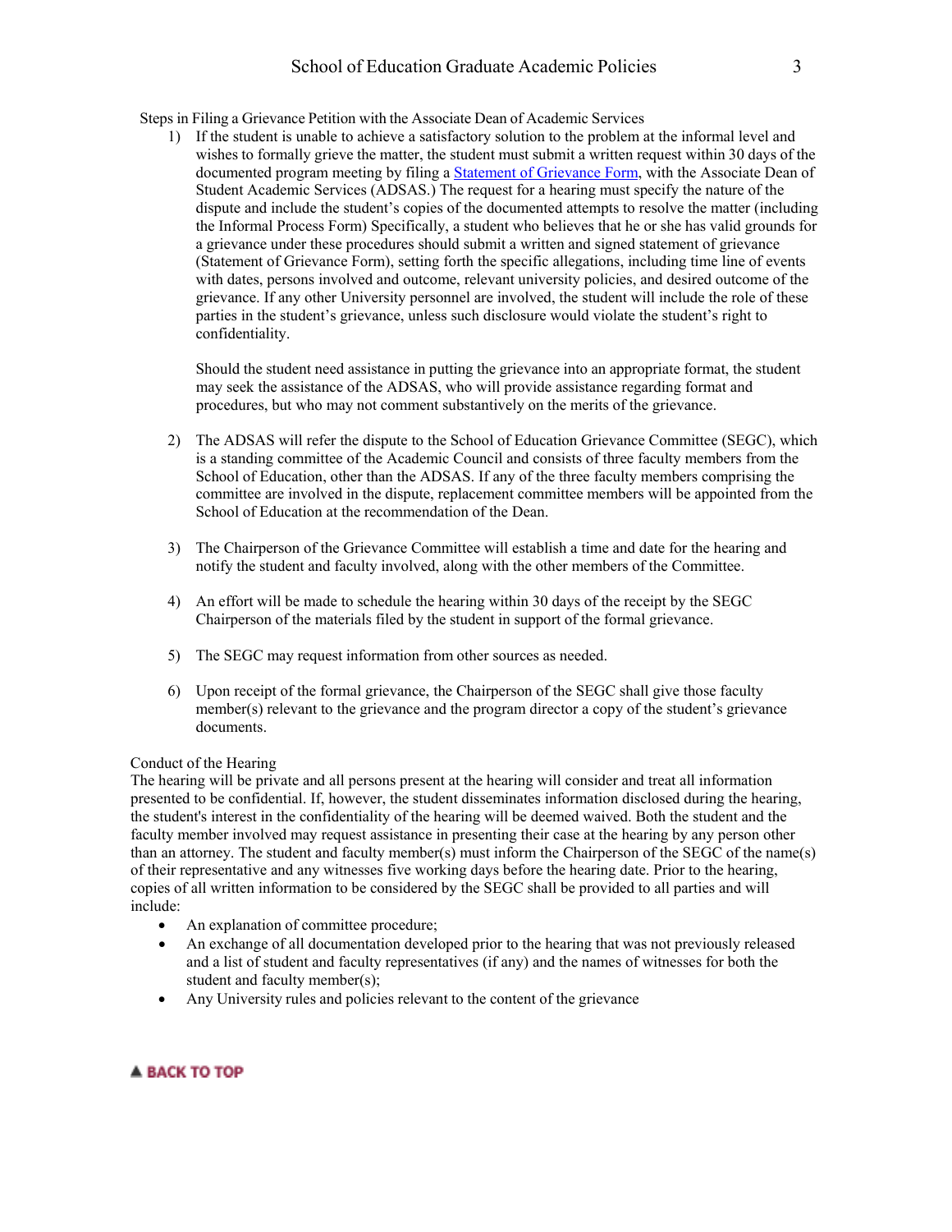Steps in Filing a Grievance Petition with the Associate Dean of Academic Services

1) If the student is unable to achieve a satisfactory solution to the problem at the informal level and wishes to formally grieve the matter, the student must submit a written request within 30 days of the documented program meeting by filing a [Statement of Grievance Form](), with the Associate Dean of Student Academic Services (ADSAS.) The request for a hearing must specify the nature of the dispute and include the student's copies of the documented attempts to resolve the matter (including the Informal Process Form) Specifically, a student who believes that he or she has valid grounds for a grievance under these procedures should submit a written and signed statement of grievance (Statement of Grievance Form), setting forth the specific allegations, including time line of events with dates, persons involved and outcome, relevant university policies, and desired outcome of the grievance. If any other University personnel are involved, the student will include the role of these parties in the student's grievance, unless such disclosure would violate the student's right to confidentiality.

   Should the student need assistance in putting the grievance into an appropriate format, the student may seek the assistance of the ADSAS, who will provide assistance regarding format and procedures, but who may not comment substantively on the merits of the grievance.

2) The ADSAS will refer the dispute to the School of Education Grievance Committee (SEGC), which is a standing committee of the Academic Council and consists of three faculty members from the School of Education, other than the ADSAS. If any of the three faculty members comprising the committee are involved in the dispute, replacement committee members will be appointed from the School of Education at the recommendation of the Dean.

3) The Chairperson of the Grievance Committee will establish a time and date for the hearing and notify the student and faculty involved, along with the other members of the Committee.

4) An effort will be made to schedule the hearing within 30 days of the receipt by the SEGC Chairperson of the materials filed by the student in support of the formal grievance.

5) The SEGC may request information from other sources as needed.

6) Upon receipt of the formal grievance, the Chairperson of the SEGC shall give those faculty member(s) relevant to the grievance and the program director a copy of the student's grievance documents.

Conduct of the Hearing

The hearing will be private and all persons present at the hearing will consider and treat all information presented to be confidential. If, however, the student disseminates information disclosed during the hearing, the student's interest in the confidentiality of the hearing will be deemed waived. Both the student and the faculty member involved may request assistance in presenting their case at the hearing by any person other than an attorney. The student and faculty member(s) must inform the Chairperson of the SEGC of the name(s) of their representative and any witnesses five working days before the hearing date. Prior to the hearing, copies of all written information to be considered by the SEGC shall be provided to all parties and will include:

- An explanation of committee procedure;
- An exchange of all documentation developed prior to the hearing that was not previously released and a list of student and faculty representatives (if any) and the names of witnesses for both the student and faculty member(s);
- Any University rules and policies relevant to the content of the grievance

▲ BACK TO TOP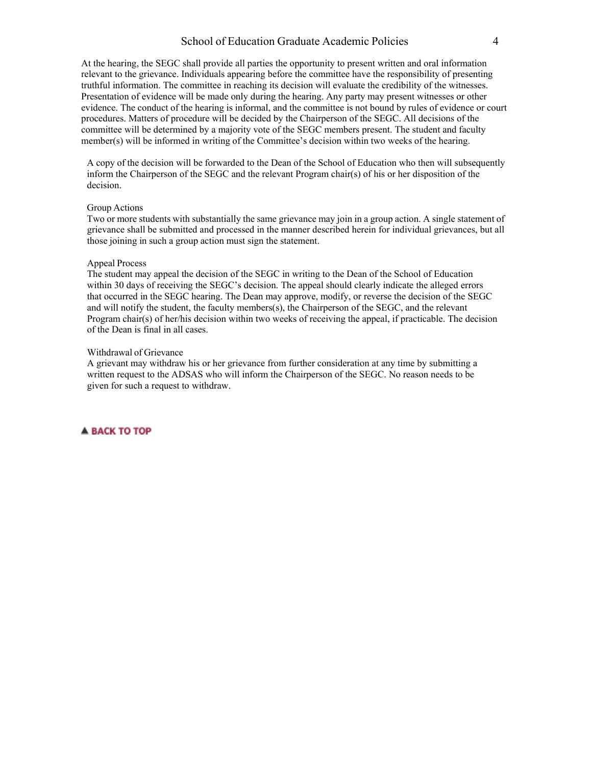At the hearing, the SEGC shall provide all parties the opportunity to present written and oral information relevant to the grievance. Individuals appearing before the committee have the responsibility of presenting truthful information. The committee in reaching its decision will evaluate the credibility of the witnesses. Presentation of evidence will be made only during the hearing. Any party may present witnesses or other evidence. The conduct of the hearing is informal, and the committee is not bound by rules of evidence or court procedures. Matters of procedure will be decided by the Chairperson of the SEGC. All decisions of the committee will be determined by a majority vote of the SEGC members present. The student and faculty member(s) will be informed in writing of the Committee's decision within two weeks of the hearing.

A copy of the decision will be forwarded to the Dean of the School of Education who then will subsequently inform the Chairperson of the SEGC and the relevant Program chair(s) of his or her disposition of the decision.

Group Actions

Two or more students with substantially the same grievance may join in a group action. A single statement of grievance shall be submitted and processed in the manner described herein for individual grievances, but all those joining in such a group action must sign the statement.

Appeal Process

The student may appeal the decision of the SEGC in writing to the Dean of the School of Education within 30 days of receiving the SEGC's decision. The appeal should clearly indicate the alleged errors that occurred in the SEGC hearing. The Dean may approve, modify, or reverse the decision of the SEGC and will notify the student, the faculty members(s), the Chairperson of the SEGC, and the relevant Program chair(s) of her/his decision within two weeks of receiving the appeal, if practicable. The decision of the Dean is final in all cases.

Withdrawal of Grievance

A grievant may withdraw his or her grievance from further consideration at any time by submitting a written request to the ADSAS who will inform the Chairperson of the SEGC. No reason needs to be given for such a request to withdraw.

▲ BACK TO TOP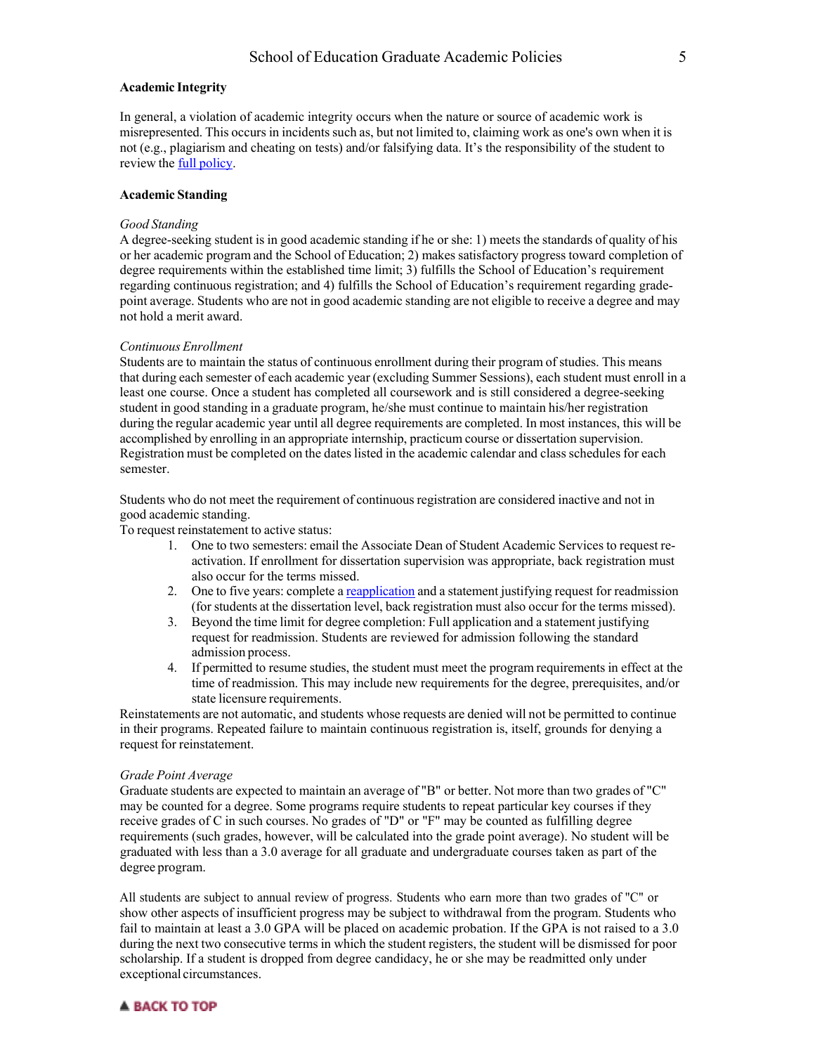### Academic Integrity

In general, a violation of academic integrity occurs when the nature or source of academic work is misrepresented. This occurs in incidents such as, but not limited to, claiming work as one's own when it is not (e.g., plagiarism and cheating on tests) and/or falsifying data. It's the responsibility of the student to review the full policy.

### Academic Standing

*Good Standing*
A degree-seeking student is in good academic standing if he or she: 1) meets the standards of quality of his or her academic program and the School of Education; 2) makes satisfactory progress toward completion of degree requirements within the established time limit; 3) fulfills the School of Education's requirement regarding continuous registration; and 4) fulfills the School of Education's requirement regarding grade-point average. Students who are not in good academic standing are not eligible to receive a degree and may not hold a merit award.

*Continuous Enrollment*
Students are to maintain the status of continuous enrollment during their program of studies. This means that during each semester of each academic year (excluding Summer Sessions), each student must enroll in a least one course. Once a student has completed all coursework and is still considered a degree-seeking student in good standing in a graduate program, he/she must continue to maintain his/her registration during the regular academic year until all degree requirements are completed. In most instances, this will be accomplished by enrolling in an appropriate internship, practicum course or dissertation supervision. Registration must be completed on the dates listed in the academic calendar and class schedules for each semester.

Students who do not meet the requirement of continuous registration are considered inactive and not in good academic standing.
To request reinstatement to active status:

1. One to two semesters: email the Associate Dean of Student Academic Services to request re-activation. If enrollment for dissertation supervision was appropriate, back registration must also occur for the terms missed.
2. One to five years: complete a reapplication and a statement justifying request for readmission (for students at the dissertation level, back registration must also occur for the terms missed).
3. Beyond the time limit for degree completion: Full application and a statement justifying request for readmission. Students are reviewed for admission following the standard admission process.
4. If permitted to resume studies, the student must meet the program requirements in effect at the time of readmission. This may include new requirements for the degree, prerequisites, and/or state licensure requirements.

Reinstatements are not automatic, and students whose requests are denied will not be permitted to continue in their programs. Repeated failure to maintain continuous registration is, itself, grounds for denying a request for reinstatement.

*Grade Point Average*
Graduate students are expected to maintain an average of "B" or better. Not more than two grades of "C" may be counted for a degree. Some programs require students to repeat particular key courses if they receive grades of C in such courses. No grades of "D" or "F" may be counted as fulfilling degree requirements (such grades, however, will be calculated into the grade point average). No student will be graduated with less than a 3.0 average for all graduate and undergraduate courses taken as part of the degree program.

All students are subject to annual review of progress. Students who earn more than two grades of "C" or show other aspects of insufficient progress may be subject to withdrawal from the program. Students who fail to maintain at least a 3.0 GPA will be placed on academic probation. If the GPA is not raised to a 3.0 during the next two consecutive terms in which the student registers, the student will be dismissed for poor scholarship. If a student is dropped from degree candidacy, he or she may be readmitted only under exceptional circumstances.

▲ BACK TO TOP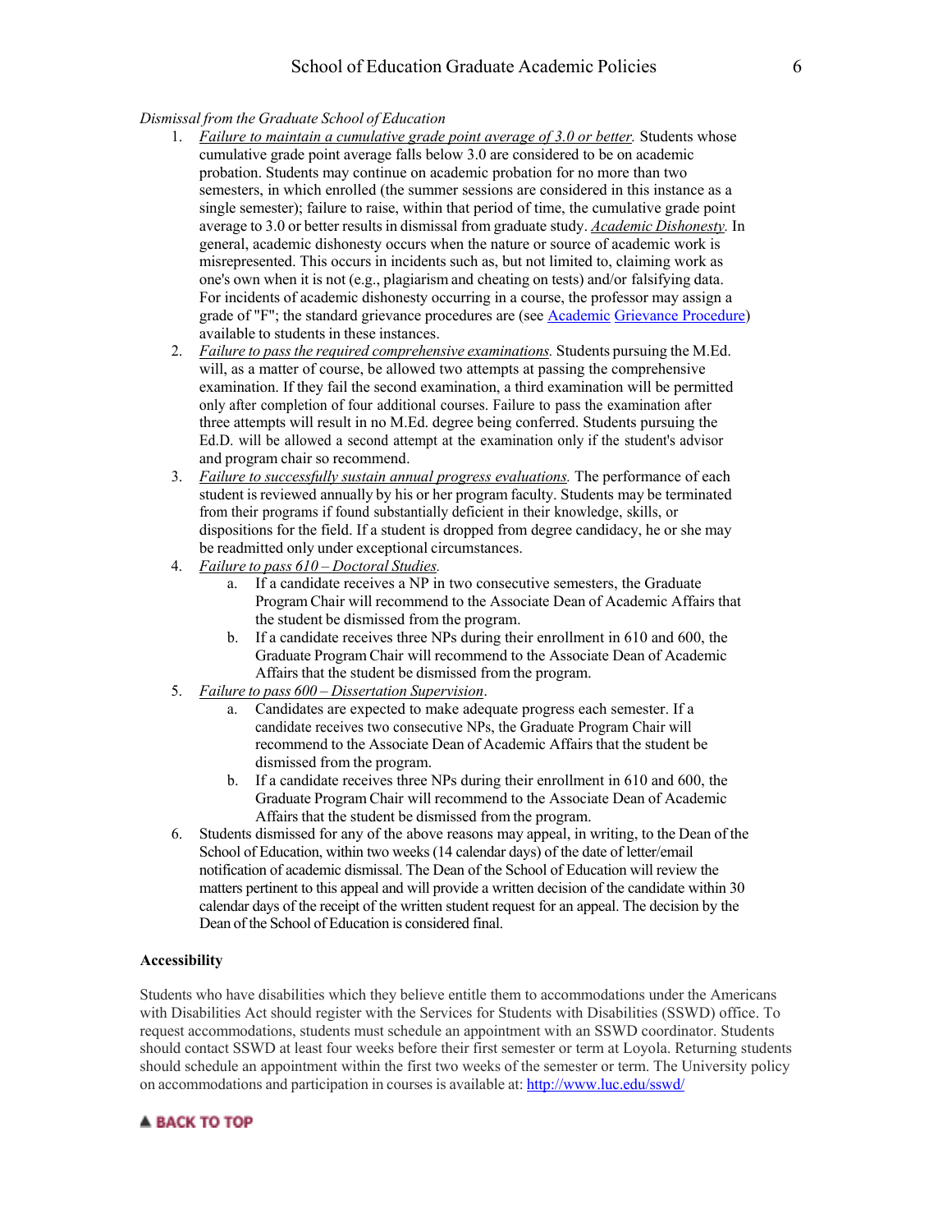*Dismissal from the Graduate School of Education*

1. *Failure to maintain a cumulative grade point average of 3.0 or better.* Students whose cumulative grade point average falls below 3.0 are considered to be on academic probation. Students may continue on academic probation for no more than two semesters, in which enrolled (the summer sessions are considered in this instance as a single semester); failure to raise, within that period of time, the cumulative grade point average to 3.0 or better results in dismissal from graduate study. *Academic Dishonesty.* In general, academic dishonesty occurs when the nature or source of academic work is misrepresented. This occurs in incidents such as, but not limited to, claiming work as one's own when it is not (e.g., plagiarism and cheating on tests) and/or falsifying data. For incidents of academic dishonesty occurring in a course, the professor may assign a grade of "F"; the standard grievance procedures are (see Academic Grievance Procedure) available to students in these instances.
2. *Failure to pass the required comprehensive examinations.* Students pursuing the M.Ed. will, as a matter of course, be allowed two attempts at passing the comprehensive examination. If they fail the second examination, a third examination will be permitted only after completion of four additional courses. Failure to pass the examination after three attempts will result in no M.Ed. degree being conferred. Students pursuing the Ed.D. will be allowed a second attempt at the examination only if the student's advisor and program chair so recommend.
3. *Failure to successfully sustain annual progress evaluations.* The performance of each student is reviewed annually by his or her program faculty. Students may be terminated from their programs if found substantially deficient in their knowledge, skills, or dispositions for the field. If a student is dropped from degree candidacy, he or she may be readmitted only under exceptional circumstances.
4. *Failure to pass 610 – Doctoral Studies.*
   a. If a candidate receives a NP in two consecutive semesters, the Graduate Program Chair will recommend to the Associate Dean of Academic Affairs that the student be dismissed from the program.
   b. If a candidate receives three NPs during their enrollment in 610 and 600, the Graduate Program Chair will recommend to the Associate Dean of Academic Affairs that the student be dismissed from the program.
5. *Failure to pass 600 – Dissertation Supervision*.
   a. Candidates are expected to make adequate progress each semester. If a candidate receives two consecutive NPs, the Graduate Program Chair will recommend to the Associate Dean of Academic Affairs that the student be dismissed from the program.
   b. If a candidate receives three NPs during their enrollment in 610 and 600, the Graduate Program Chair will recommend to the Associate Dean of Academic Affairs that the student be dismissed from the program.
6. Students dismissed for any of the above reasons may appeal, in writing, to the Dean of the School of Education, within two weeks (14 calendar days) of the date of letter/email notification of academic dismissal. The Dean of the School of Education will review the matters pertinent to this appeal and will provide a written decision of the candidate within 30 calendar days of the receipt of the written student request for an appeal. The decision by the Dean of the School of Education is considered final.

**Accessibility**

Students who have disabilities which they believe entitle them to accommodations under the Americans with Disabilities Act should register with the Services for Students with Disabilities (SSWD) office. To request accommodations, students must schedule an appointment with an SSWD coordinator. Students should contact SSWD at least four weeks before their first semester or term at Loyola. Returning students should schedule an appointment within the first two weeks of the semester or term. The University policy on accommodations and participation in courses is available at: http://www.luc.edu/sswd/

▲ BACK TO TOP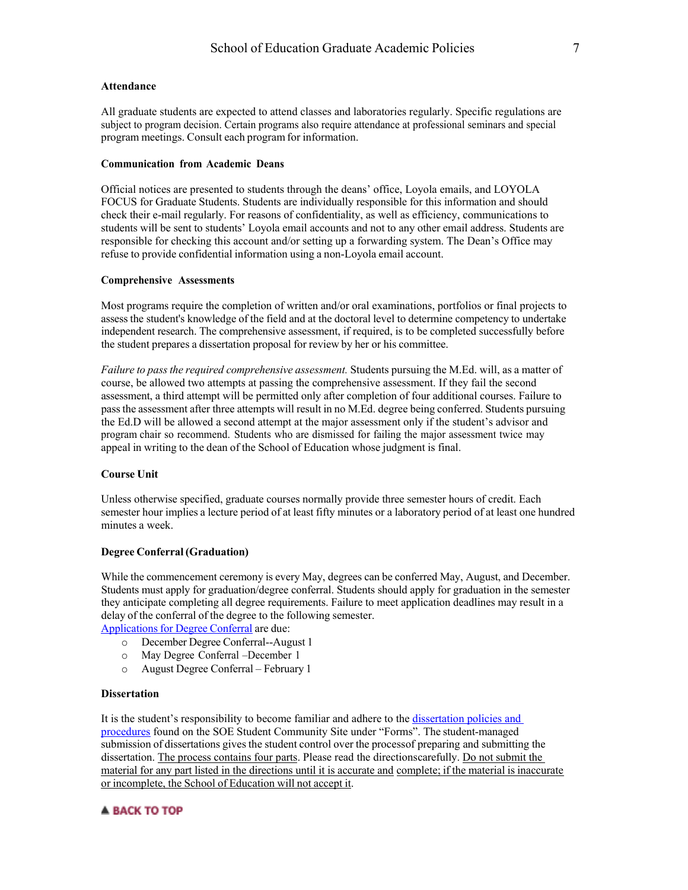### Attendance

All graduate students are expected to attend classes and laboratories regularly. Specific regulations are subject to program decision. Certain programs also require attendance at professional seminars and special program meetings. Consult each program for information.

### Communication from Academic Deans

Official notices are presented to students through the deans' office, Loyola emails, and LOYOLA FOCUS for Graduate Students. Students are individually responsible for this information and should check their e-mail regularly. For reasons of confidentiality, as well as efficiency, communications to students will be sent to students' Loyola email accounts and not to any other email address. Students are responsible for checking this account and/or setting up a forwarding system. The Dean's Office may refuse to provide confidential information using a non-Loyola email account.

### Comprehensive Assessments

Most programs require the completion of written and/or oral examinations, portfolios or final projects to assess the student's knowledge of the field and at the doctoral level to determine competency to undertake independent research. The comprehensive assessment, if required, is to be completed successfully before the student prepares a dissertation proposal for review by her or his committee.

*Failure to pass the required comprehensive assessment.* Students pursuing the M.Ed. will, as a matter of course, be allowed two attempts at passing the comprehensive assessment. If they fail the second assessment, a third attempt will be permitted only after completion of four additional courses. Failure to pass the assessment after three attempts will result in no M.Ed. degree being conferred. Students pursuing the Ed.D will be allowed a second attempt at the major assessment only if the student's advisor and program chair so recommend. Students who are dismissed for failing the major assessment twice may appeal in writing to the dean of the School of Education whose judgment is final.

### Course Unit

Unless otherwise specified, graduate courses normally provide three semester hours of credit. Each semester hour implies a lecture period of at least fifty minutes or a laboratory period of at least one hundred minutes a week.

### Degree Conferral (Graduation)

While the commencement ceremony is every May, degrees can be conferred May, August, and December. Students must apply for graduation/degree conferral. Students should apply for graduation in the semester they anticipate completing all degree requirements. Failure to meet application deadlines may result in a delay of the conferral of the degree to the following semester.

Applications for Degree Conferral are due:

- December Degree Conferral--August 1
- May Degree Conferral –December 1
- August Degree Conferral – February 1

### Dissertation

It is the student's responsibility to become familiar and adhere to the dissertation policies and procedures found on the SOE Student Community Site under "Forms". The student-managed submission of dissertations gives the student control over the processof preparing and submitting the dissertation. The process contains four parts. Please read the directionscarefully. Do not submit the material for any part listed in the directions until it is accurate and complete; if the material is inaccurate or incomplete, the School of Education will not accept it.

▲ BACK TO TOP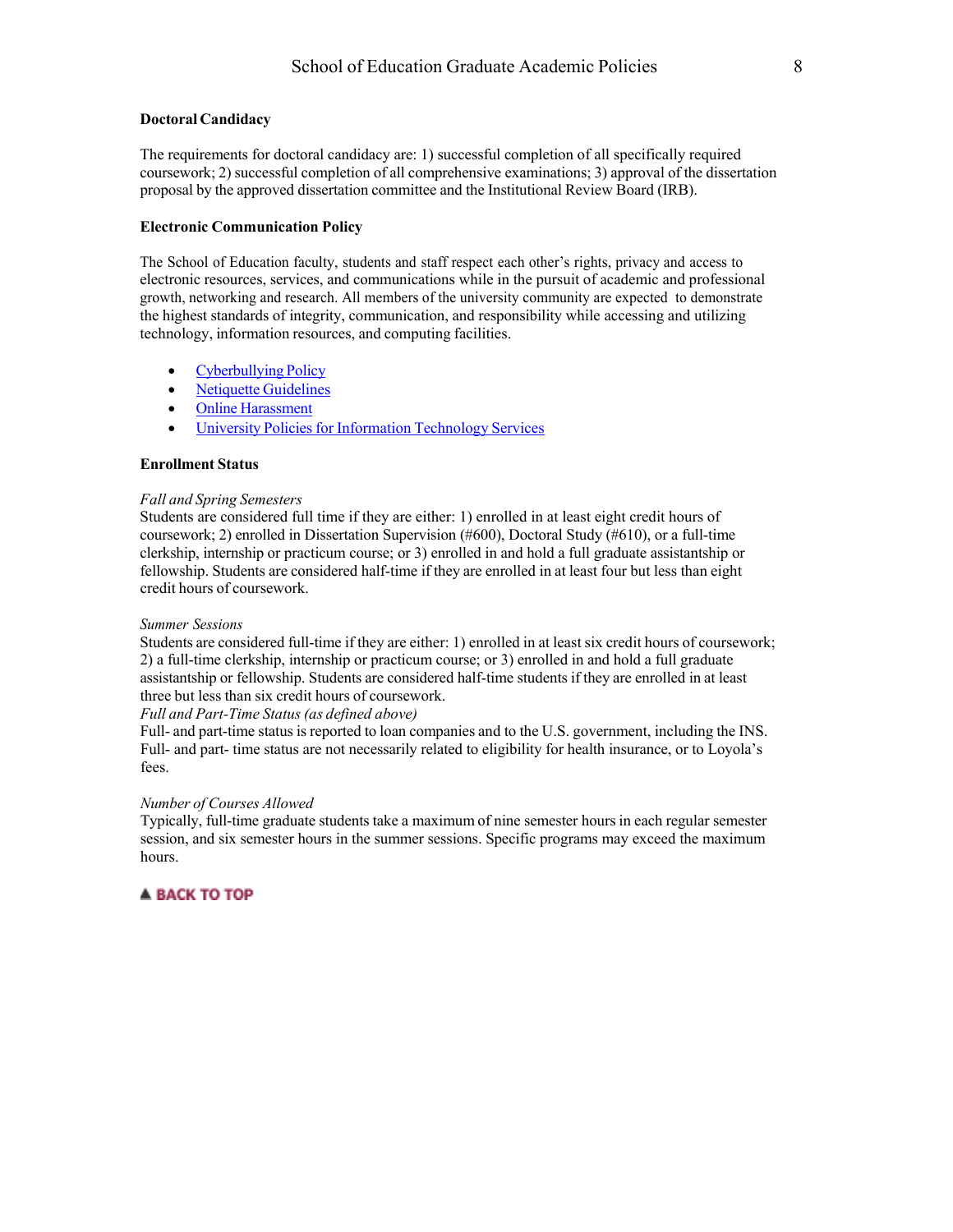**Doctoral Candidacy**

The requirements for doctoral candidacy are: 1) successful completion of all specifically required coursework; 2) successful completion of all comprehensive examinations; 3) approval of the dissertation proposal by the approved dissertation committee and the Institutional Review Board (IRB).

**Electronic Communication Policy**

The School of Education faculty, students and staff respect each other's rights, privacy and access to electronic resources, services, and communications while in the pursuit of academic and professional growth, networking and research. All members of the university community are expected to demonstrate the highest standards of integrity, communication, and responsibility while accessing and utilizing technology, information resources, and computing facilities.

- Cyberbullying Policy
- Netiquette Guidelines
- Online Harassment
- University Policies for Information Technology Services

**Enrollment Status**

*Fall and Spring Semesters*
Students are considered full time if they are either: 1) enrolled in at least eight credit hours of coursework; 2) enrolled in Dissertation Supervision (#600), Doctoral Study (#610), or a full-time clerkship, internship or practicum course; or 3) enrolled in and hold a full graduate assistantship or fellowship. Students are considered half-time if they are enrolled in at least four but less than eight credit hours of coursework.

*Summer Sessions*
Students are considered full-time if they are either: 1) enrolled in at least six credit hours of coursework; 2) a full-time clerkship, internship or practicum course; or 3) enrolled in and hold a full graduate assistantship or fellowship. Students are considered half-time students if they are enrolled in at least three but less than six credit hours of coursework.
*Full and Part-Time Status (as defined above)*
Full- and part-time status is reported to loan companies and to the U.S. government, including the INS. Full- and part- time status are not necessarily related to eligibility for health insurance, or to Loyola's fees.

*Number of Courses Allowed*
Typically, full-time graduate students take a maximum of nine semester hours in each regular semester session, and six semester hours in the summer sessions. Specific programs may exceed the maximum hours.

▲ BACK TO TOP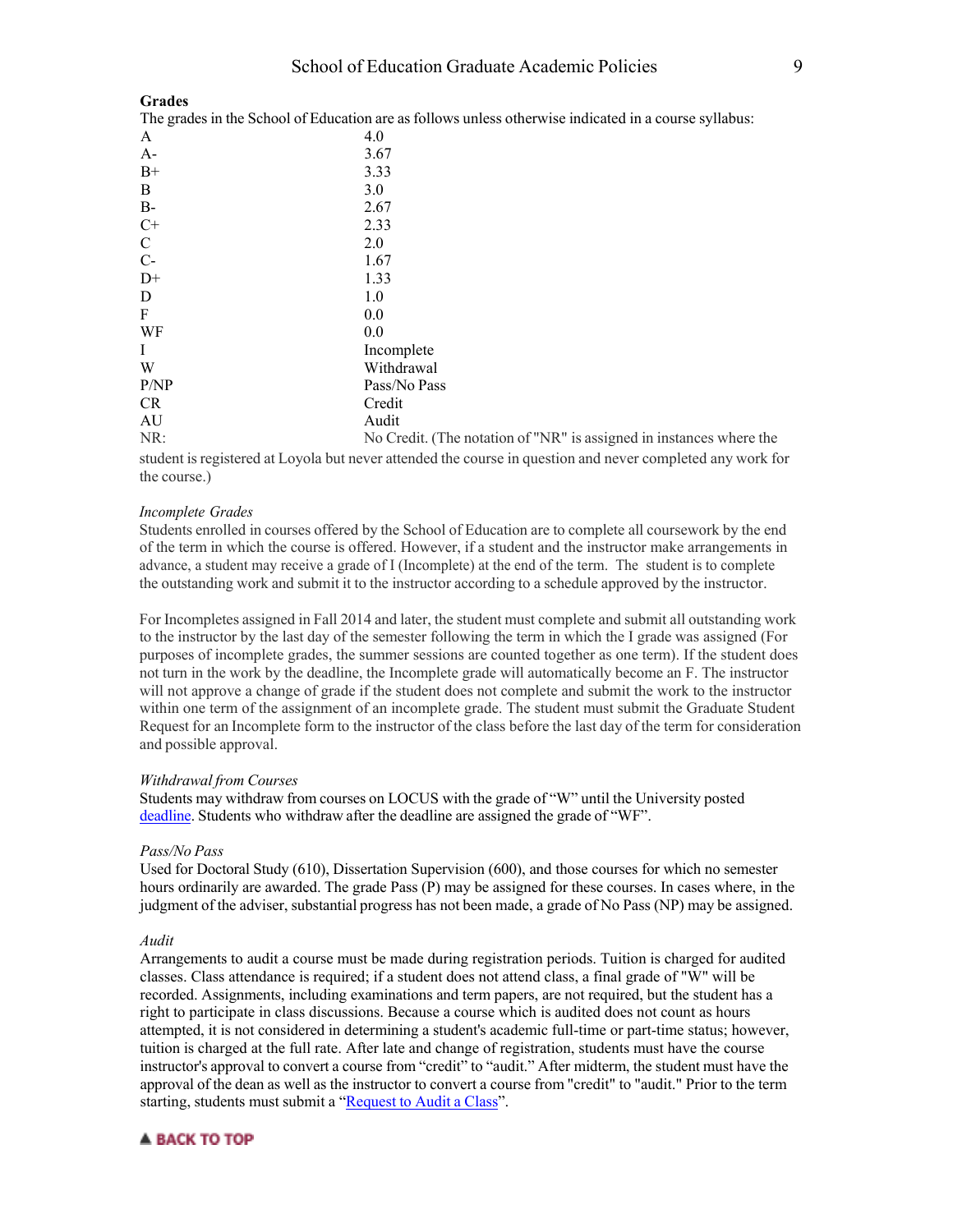## Grades

The grades in the School of Education are as follows unless otherwise indicated in a course syllabus:

| | |
|---|---|
| A | 4.0 |
| A- | 3.67 |
| B+ | 3.33 |
| B | 3.0 |
| B- | 2.67 |
| C+ | 2.33 |
| C | 2.0 |
| C- | 1.67 |
| D+ | 1.33 |
| D | 1.0 |
| F | 0.0 |
| WF | 0.0 |
| I | Incomplete |
| W | Withdrawal |
| P/NP | Pass/No Pass |
| CR | Credit |
| AU | Audit |
| NR: | No Credit. (The notation of "NR" is assigned in instances where the student is registered at Loyola but never attended the course in question and never completed any work for the course.) |

### *Incomplete Grades*

Students enrolled in courses offered by the School of Education are to complete all coursework by the end of the term in which the course is offered. However, if a student and the instructor make arrangements in advance, a student may receive a grade of I (Incomplete) at the end of the term. The student is to complete the outstanding work and submit it to the instructor according to a schedule approved by the instructor.

For Incompletes assigned in Fall 2014 and later, the student must complete and submit all outstanding work to the instructor by the last day of the semester following the term in which the I grade was assigned (For purposes of incomplete grades, the summer sessions are counted together as one term). If the student does not turn in the work by the deadline, the Incomplete grade will automatically become an F. The instructor will not approve a change of grade if the student does not complete and submit the work to the instructor within one term of the assignment of an incomplete grade. The student must submit the Graduate Student Request for an Incomplete form to the instructor of the class before the last day of the term for consideration and possible approval.

### *Withdrawal from Courses*

Students may withdraw from courses on LOCUS with the grade of "W" until the University posted deadline. Students who withdraw after the deadline are assigned the grade of "WF".

### *Pass/No Pass*

Used for Doctoral Study (610), Dissertation Supervision (600), and those courses for which no semester hours ordinarily are awarded. The grade Pass (P) may be assigned for these courses. In cases where, in the judgment of the adviser, substantial progress has not been made, a grade of No Pass (NP) may be assigned.

### *Audit*

Arrangements to audit a course must be made during registration periods. Tuition is charged for audited classes. Class attendance is required; if a student does not attend class, a final grade of "W" will be recorded. Assignments, including examinations and term papers, are not required, but the student has a right to participate in class discussions. Because a course which is audited does not count as hours attempted, it is not considered in determining a student's academic full-time or part-time status; however, tuition is charged at the full rate. After late and change of registration, students must have the course instructor's approval to convert a course from "credit" to "audit." After midterm, the student must have the approval of the dean as well as the instructor to convert a course from "credit" to "audit." Prior to the term starting, students must submit a "Request to Audit a Class".

▲ BACK TO TOP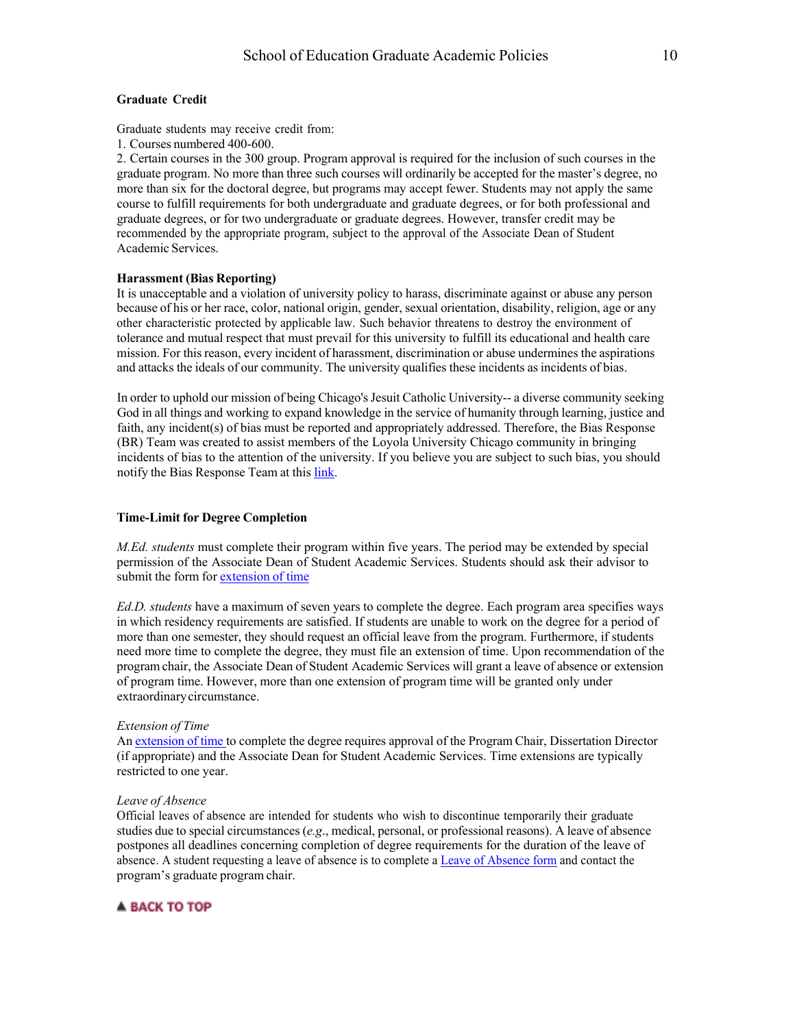### Graduate Credit

Graduate students may receive credit from:

1. Courses numbered 400-600.
2. Certain courses in the 300 group. Program approval is required for the inclusion of such courses in the graduate program. No more than three such courses will ordinarily be accepted for the master's degree, no more than six for the doctoral degree, but programs may accept fewer. Students may not apply the same course to fulfill requirements for both undergraduate and graduate degrees, or for both professional and graduate degrees, or for two undergraduate or graduate degrees. However, transfer credit may be recommended by the appropriate program, subject to the approval of the Associate Dean of Student Academic Services.

### Harassment (Bias Reporting)

It is unacceptable and a violation of university policy to harass, discriminate against or abuse any person because of his or her race, color, national origin, gender, sexual orientation, disability, religion, age or any other characteristic protected by applicable law. Such behavior threatens to destroy the environment of tolerance and mutual respect that must prevail for this university to fulfill its educational and health care mission. For this reason, every incident of harassment, discrimination or abuse undermines the aspirations and attacks the ideals of our community. The university qualifies these incidents as incidents of bias.

In order to uphold our mission of being Chicago's Jesuit Catholic University-- a diverse community seeking God in all things and working to expand knowledge in the service of humanity through learning, justice and faith, any incident(s) of bias must be reported and appropriately addressed. Therefore, the Bias Response (BR) Team was created to assist members of the Loyola University Chicago community in bringing incidents of bias to the attention of the university. If you believe you are subject to such bias, you should notify the Bias Response Team at this link.

### Time-Limit for Degree Completion

*M.Ed. students* must complete their program within five years. The period may be extended by special permission of the Associate Dean of Student Academic Services. Students should ask their advisor to submit the form for extension of time

*Ed.D. students* have a maximum of seven years to complete the degree. Each program area specifies ways in which residency requirements are satisfied. If students are unable to work on the degree for a period of more than one semester, they should request an official leave from the program. Furthermore, if students need more time to complete the degree, they must file an extension of time. Upon recommendation of the program chair, the Associate Dean of Student Academic Services will grant a leave of absence or extension of program time. However, more than one extension of program time will be granted only under extraordinary circumstance.

*Extension of Time*

An extension of time to complete the degree requires approval of the Program Chair, Dissertation Director (if appropriate) and the Associate Dean for Student Academic Services. Time extensions are typically restricted to one year.

*Leave of Absence*

Official leaves of absence are intended for students who wish to discontinue temporarily their graduate studies due to special circumstances (*e.g.*, medical, personal, or professional reasons). A leave of absence postpones all deadlines concerning completion of degree requirements for the duration of the leave of absence. A student requesting a leave of absence is to complete a Leave of Absence form and contact the program's graduate program chair.

▲ BACK TO TOP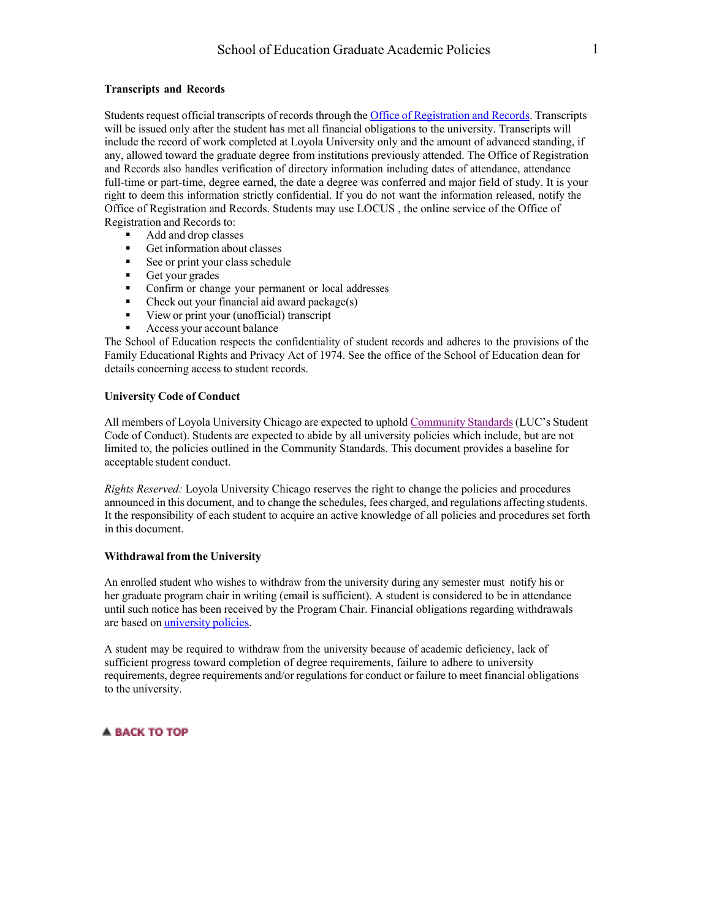**Transcripts and Records**

Students request official transcripts of records through the Office of Registration and Records. Transcripts will be issued only after the student has met all financial obligations to the university. Transcripts will include the record of work completed at Loyola University only and the amount of advanced standing, if any, allowed toward the graduate degree from institutions previously attended. The Office of Registration and Records also handles verification of directory information including dates of attendance, attendance full-time or part-time, degree earned, the date a degree was conferred and major field of study. It is your right to deem this information strictly confidential. If you do not want the information released, notify the Office of Registration and Records. Students may use LOCUS , the online service of the Office of Registration and Records to:

- Add and drop classes
- Get information about classes
- See or print your class schedule
- Get your grades
- Confirm or change your permanent or local addresses
- Check out your financial aid award package(s)
- View or print your (unofficial) transcript
- Access your account balance

The School of Education respects the confidentiality of student records and adheres to the provisions of the Family Educational Rights and Privacy Act of 1974. See the office of the School of Education dean for details concerning access to student records.

**University Code of Conduct**

All members of Loyola University Chicago are expected to uphold Community Standards (LUC's Student Code of Conduct). Students are expected to abide by all university policies which include, but are not limited to, the policies outlined in the Community Standards. This document provides a baseline for acceptable student conduct.

*Rights Reserved:* Loyola University Chicago reserves the right to change the policies and procedures announced in this document, and to change the schedules, fees charged, and regulations affecting students. It the responsibility of each student to acquire an active knowledge of all policies and procedures set forth in this document.

**Withdrawal from the University**

An enrolled student who wishes to withdraw from the university during any semester must notify his or her graduate program chair in writing (email is sufficient). A student is considered to be in attendance until such notice has been received by the Program Chair. Financial obligations regarding withdrawals are based on university policies.

A student may be required to withdraw from the university because of academic deficiency, lack of sufficient progress toward completion of degree requirements, failure to adhere to university requirements, degree requirements and/or regulations for conduct or failure to meet financial obligations to the university.

▲ BACK TO TOP